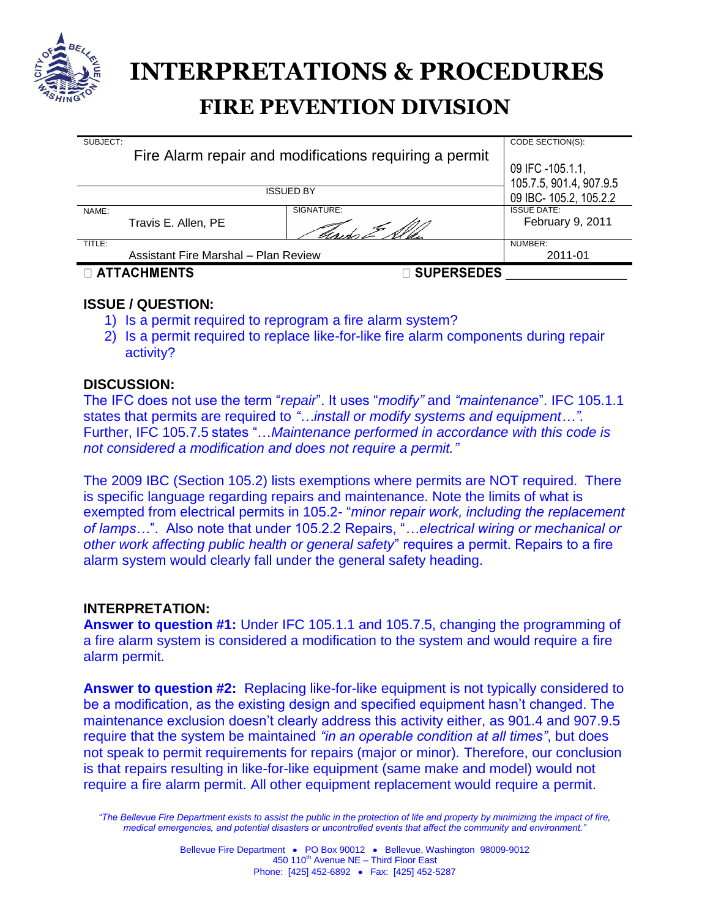# INTERPRETATIONS & PROCEDURES

## FIRE PEVENTION DIVISION

| SUBJECT: Fire Alarm repair and modifications requiring a permit | | CODE SECTION(S): 09 IFC -105.1.1, 105.7.5, 901.4, 907.9.5 09 IBC- 105.2, 105.2.2 |
|---|---|---|
| ISSUED BY | | |
| NAME: Travis E. Allen, PE | SIGNATURE: | ISSUE DATE: February 9, 2011 |
| TITLE: Assistant Fire Marshal – Plan Review | | NUMBER: 2011-01 |

☐ **ATTACHMENTS** ☐ **SUPERSEDES** \_\_\_\_\_\_\_\_\_\_\_\_\_\_\_\_

### ISSUE / QUESTION:

1) Is a permit required to reprogram a fire alarm system?
2) Is a permit required to replace like-for-like fire alarm components during repair activity?

### DISCUSSION:

The IFC does not use the term "*repair*". It uses "*modify"* and *"maintenance*". IFC 105.1.1 states that permits are required to *"…install or modify systems and equipment…".* Further, IFC 105.7.5 states "…*Maintenance performed in accordance with this code is not considered a modification and does not require a permit."*

The 2009 IBC (Section 105.2) lists exemptions where permits are NOT required. There is specific language regarding repairs and maintenance. Note the limits of what is exempted from electrical permits in 105.2- "*minor repair work, including the replacement of lamps…*". Also note that under 105.2.2 Repairs, "*…electrical wiring or mechanical or other work affecting public health or general safety*" requires a permit. Repairs to a fire alarm system would clearly fall under the general safety heading.

### INTERPRETATION:

**Answer to question #1:** Under IFC 105.1.1 and 105.7.5, changing the programming of a fire alarm system is considered a modification to the system and would require a fire alarm permit.

**Answer to question #2:** Replacing like-for-like equipment is not typically considered to be a modification, as the existing design and specified equipment hasn't changed. The maintenance exclusion doesn't clearly address this activity either, as 901.4 and 907.9.5 require that the system be maintained *"in an operable condition at all times"*, but does not speak to permit requirements for repairs (major or minor). Therefore, our conclusion is that repairs resulting in like-for-like equipment (same make and model) would not require a fire alarm permit. All other equipment replacement would require a permit.

*"The Bellevue Fire Department exists to assist the public in the protection of life and property by minimizing the impact of fire, medical emergencies, and potential disasters or uncontrolled events that affect the community and environment."*

Bellevue Fire Department • PO Box 90012 • Bellevue, Washington 98009-9012
450 110th Avenue NE – Third Floor East
Phone: [425] 452-6892 • Fax: [425] 452-5287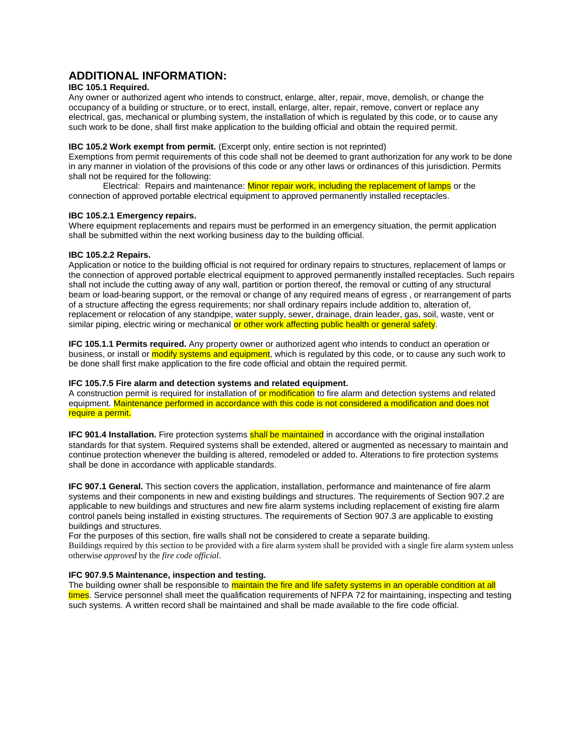## ADDITIONAL INFORMATION:

**IBC 105.1 Required.**
Any owner or authorized agent who intends to construct, enlarge, alter, repair, move, demolish, or change the occupancy of a building or structure, or to erect, install, enlarge, alter, repair, remove, convert or replace any electrical, gas, mechanical or plumbing system, the installation of which is regulated by this code, or to cause any such work to be done, shall first make application to the building official and obtain the required permit.

**IBC 105.2 Work exempt from permit.** (Excerpt only, entire section is not reprinted)
Exemptions from permit requirements of this code shall not be deemed to grant authorization for any work to be done in any manner in violation of the provisions of this code or any other laws or ordinances of this jurisdiction. Permits shall not be required for the following:

Electrical: Repairs and maintenance: Minor repair work, including the replacement of lamps or the connection of approved portable electrical equipment to approved permanently installed receptacles.

**IBC 105.2.1 Emergency repairs.**
Where equipment replacements and repairs must be performed in an emergency situation, the permit application shall be submitted within the next working business day to the building official.

**IBC 105.2.2 Repairs.**
Application or notice to the building official is not required for ordinary repairs to structures, replacement of lamps or the connection of approved portable electrical equipment to approved permanently installed receptacles. Such repairs shall not include the cutting away of any wall, partition or portion thereof, the removal or cutting of any structural beam or load-bearing support, or the removal or change of any required means of egress , or rearrangement of parts of a structure affecting the egress requirements; nor shall ordinary repairs include addition to, alteration of, replacement or relocation of any standpipe, water supply, sewer, drainage, drain leader, gas, soil, waste, vent or similar piping, electric wiring or mechanical or other work affecting public health or general safety.

**IFC 105.1.1 Permits required.** Any property owner or authorized agent who intends to conduct an operation or business, or install or modify systems and equipment, which is regulated by this code, or to cause any such work to be done shall first make application to the fire code official and obtain the required permit.

**IFC 105.7.5 Fire alarm and detection systems and related equipment.**
A construction permit is required for installation of or modification to fire alarm and detection systems and related equipment. Maintenance performed in accordance with this code is not considered a modification and does not require a permit.

**IFC 901.4 Installation.** Fire protection systems shall be maintained in accordance with the original installation standards for that system. Required systems shall be extended, altered or augmented as necessary to maintain and continue protection whenever the building is altered, remodeled or added to. Alterations to fire protection systems shall be done in accordance with applicable standards.

**IFC 907.1 General.** This section covers the application, installation, performance and maintenance of fire alarm systems and their components in new and existing buildings and structures. The requirements of Section 907.2 are applicable to new buildings and structures and new fire alarm systems including replacement of existing fire alarm control panels being installed in existing structures. The requirements of Section 907.3 are applicable to existing buildings and structures.
For the purposes of this section, fire walls shall not be considered to create a separate building.
Buildings required by this section to be provided with a fire alarm system shall be provided with a single fire alarm system unless otherwise *approved* by the *fire code official*.

**IFC 907.9.5 Maintenance, inspection and testing.**
The building owner shall be responsible to maintain the fire and life safety systems in an operable condition at all times. Service personnel shall meet the qualification requirements of NFPA 72 for maintaining, inspecting and testing such systems. A written record shall be maintained and shall be made available to the fire code official.